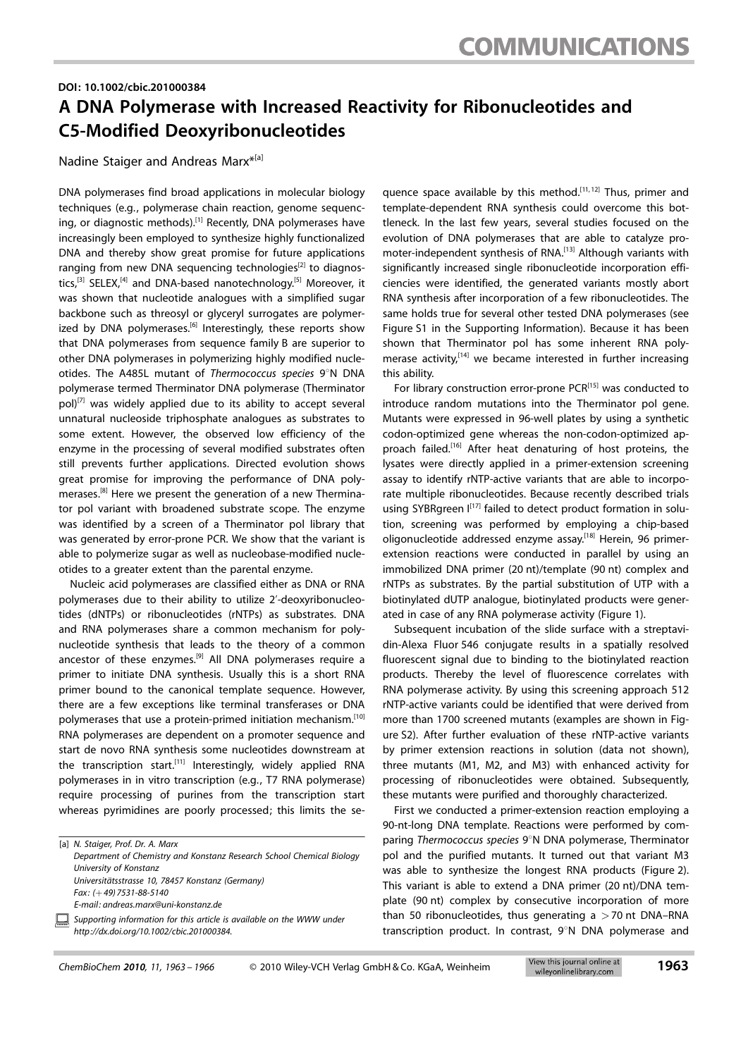DOI: 10.1002/cbic.201000384

# A DNA Polymerase with Increased Reactivity for Ribonucleotides and C5-Modified Deoxyribonucleotides

Nadine Staiger and Andreas Marx*[a]

DNA polymerases find broad applications in molecular biology techniques (e.g., polymerase chain reaction, genome sequencing, or diagnostic methods).[1] Recently, DNA polymerases have increasingly been employed to synthesize highly functionalized DNA and thereby show great promise for future applications ranging from new DNA sequencing technologies[2] to diagnostics,[3] SELEX,[4] and DNA-based nanotechnology.[5] Moreover, it was shown that nucleotide analogues with a simplified sugar backbone such as threosyl or glyceryl surrogates are polymerized by DNA polymerases.[6] Interestingly, these reports show that DNA polymerases from sequence family B are superior to other DNA polymerases in polymerizing highly modified nucleotides. The A485L mutant of *Thermococcus species* 9°N DNA polymerase termed Therminator DNA polymerase (Therminator pol)[7] was widely applied due to its ability to accept several unnatural nucleoside triphosphate analogues as substrates to some extent. However, the observed low efficiency of the enzyme in the processing of several modified substrates often still prevents further applications. Directed evolution shows great promise for improving the performance of DNA polymerases.[8] Here we present the generation of a new Therminator pol variant with broadened substrate scope. The enzyme was identified by a screen of a Therminator pol library that was generated by error-prone PCR. We show that the variant is able to polymerize sugar as well as nucleobase-modified nucleotides to a greater extent than the parental enzyme.

Nucleic acid polymerases are classified either as DNA or RNA polymerases due to their ability to utilize 2′-deoxyribonucleotides (dNTPs) or ribonucleotides (rNTPs) as substrates. DNA and RNA polymerases share a common mechanism for polynucleotide synthesis that leads to the theory of a common ancestor of these enzymes.[9] All DNA polymerases require a primer to initiate DNA synthesis. Usually this is a short RNA primer bound to the canonical template sequence. However, there are a few exceptions like terminal transferases or DNA polymerases that use a protein-primed initiation mechanism.[10] RNA polymerases are dependent on a promoter sequence and start de novo RNA synthesis some nucleotides downstream at the transcription start.[11] Interestingly, widely applied RNA polymerases in in vitro transcription (e.g., T7 RNA polymerase) require processing of purines from the transcription start whereas pyrimidines are poorly processed; this limits the sequence space available by this method.[11,12] Thus, primer and template-dependent RNA synthesis could overcome this bottleneck. In the last few years, several studies focused on the evolution of DNA polymerases that are able to catalyze promoter-independent synthesis of RNA.[13] Although variants with significantly increased single ribonucleotide incorporation efficiencies were identified, the generated variants mostly abort RNA synthesis after incorporation of a few ribonucleotides. The same holds true for several other tested DNA polymerases (see Figure S1 in the Supporting Information). Because it has been shown that Therminator pol has some inherent RNA polymerase activity,[14] we became interested in further increasing this ability.

For library construction error-prone PCR[15] was conducted to introduce random mutations into the Therminator pol gene. Mutants were expressed in 96-well plates by using a synthetic codon-optimized gene whereas the non-codon-optimized approach failed.[16] After heat denaturing of host proteins, the lysates were directly applied in a primer-extension screening assay to identify rNTP-active variants that are able to incorporate multiple ribonucleotides. Because recently described trials using SYBRgreen I[17] failed to detect product formation in solution, screening was performed by employing a chip-based oligonucleotide addressed enzyme assay.[18] Herein, 96 primer-extension reactions were conducted in parallel by using an immobilized DNA primer (20 nt)/template (90 nt) complex and rNTPs as substrates. By the partial substitution of UTP with a biotinylated dUTP analogue, biotinylated products were generated in case of any RNA polymerase activity (Figure 1).

Subsequent incubation of the slide surface with a streptavidin-Alexa Fluor 546 conjugate results in a spatially resolved fluorescent signal due to binding to the biotinylated reaction products. Thereby the level of fluorescence correlates with RNA polymerase activity. By using this screening approach 512 rNTP-active variants could be identified that were derived from more than 1700 screened mutants (examples are shown in Figure S2). After further evaluation of these rNTP-active variants by primer extension reactions in solution (data not shown), three mutants (M1, M2, and M3) with enhanced activity for processing of ribonucleotides were obtained. Subsequently, these mutants were purified and thoroughly characterized.

First we conducted a primer-extension reaction employing a 90-nt-long DNA template. Reactions were performed by comparing *Thermococcus species* 9°N DNA polymerase, Therminator pol and the purified mutants. It turned out that variant M3 was able to synthesize the longest RNA products (Figure 2). This variant is able to extend a DNA primer (20 nt)/DNA template (90 nt) complex by consecutive incorporation of more than 50 ribonucleotides, thus generating a >70 nt DNA–RNA transcription product. In contrast, 9°N DNA polymerase and

[a] N. Staiger, Prof. Dr. A. Marx
Department of Chemistry and Konstanz Research School Chemical Biology
University of Konstanz
Universitätsstrasse 10, 78457 Konstanz (Germany)
Fax: (+49) 7531-88-5140
E-mail: andreas.marx@uni-konstanz.de

Supporting information for this article is available on the WWW under http://dx.doi.org/10.1002/cbic.201000384.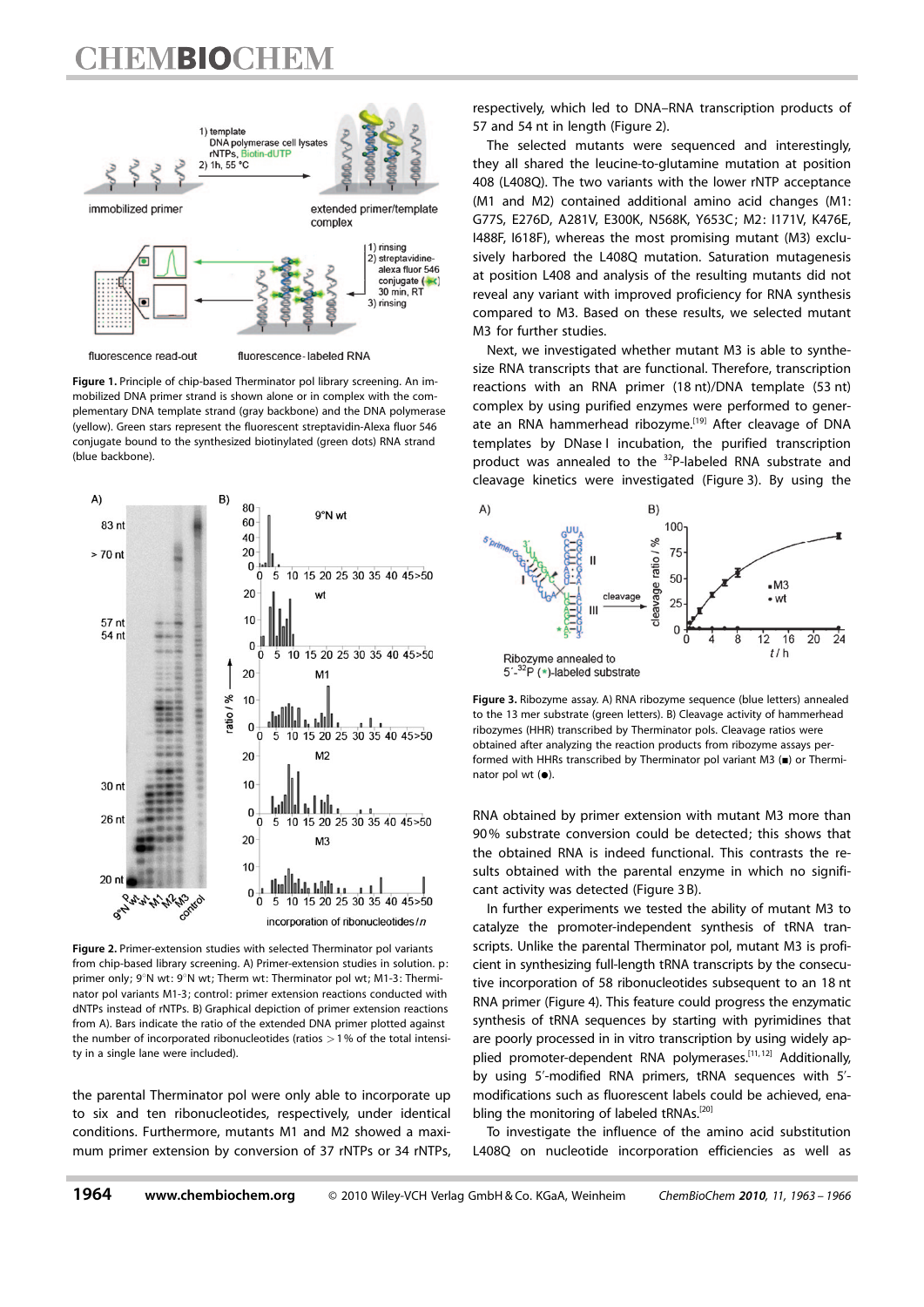Figure 1. Principle of chip-based Therminator pol library screening. An immobilized DNA primer strand is shown alone or in complex with the complementary DNA template strand (gray backbone) and the DNA polymerase (yellow). Green stars represent the fluorescent streptavidin-Alexa fluor 546 conjugate bound to the synthesized biotinylated (green dots) RNA strand (blue backbone).

Figure 2. Primer-extension studies with selected Therminator pol variants from chip-based library screening. A) Primer-extension studies in solution. p: primer only; 9°N wt: 9°N wt; Therm wt: Therminator pol wt; M1–3: Therminator pol variants M1–3; control: primer extension reactions conducted with dNTPs instead of rNTPs. B) Graphical depiction of primer extension reactions from A). Bars indicate the ratio of the extended DNA primer plotted against the number of incorporated ribonucleotides (ratios >1% of the total intensity in a single lane were included).

the parental Therminator pol were only able to incorporate up to six and ten ribonucleotides, respectively, under identical conditions. Furthermore, mutants M1 and M2 showed a maximum primer extension by conversion of 37 rNTPs or 34 rNTPs, respectively, which led to DNA–RNA transcription products of 57 and 54 nt in length (Figure 2).

The selected mutants were sequenced and interestingly, they all shared the leucine-to-glutamine mutation at position 408 (L408Q). The two variants with the lower rNTP acceptance (M1 and M2) contained additional amino acid changes (M1: G77S, E276D, A281V, E300K, N568K, Y653C; M2: I171V, K476E, I488F, I618F), whereas the most promising mutant (M3) exclusively harbored the L408Q mutation. Saturation mutagenesis at position L408 and analysis of the resulting mutants did not reveal any variant with improved proficiency for RNA synthesis compared to M3. Based on these results, we selected mutant M3 for further studies.

Next, we investigated whether mutant M3 is able to synthesize RNA transcripts that are functional. Therefore, transcription reactions with an RNA primer (18 nt)/DNA template (53 nt) complex by using purified enzymes were performed to generate an RNA hammerhead ribozyme.[19] After cleavage of DNA templates by DNase I incubation, the purified transcription product was annealed to the $^{32}$P-labeled RNA substrate and cleavage kinetics were investigated (Figure 3). By using the RNA obtained by primer extension with mutant M3 more than 90% substrate conversion could be detected; this shows that the obtained RNA is indeed functional. This contrasts the results obtained with the parental enzyme in which no significant activity was detected (Figure 3B).

Figure 3. Ribozyme assay. A) RNA ribozyme sequence (blue letters) annealed to the 13 mer substrate (green letters). B) Cleavage activity of hammerhead ribozymes (HHR) transcribed by Therminator pols. Cleavage ratios were obtained after analyzing the reaction products from ribozyme assays performed with HHRs transcribed by Therminator pol variant M3 (■) or Therminator pol wt (●).

In further experiments we tested the ability of mutant M3 to catalyze the promoter-independent synthesis of tRNA transcripts. Unlike the parental Therminator pol, mutant M3 is proficient in synthesizing full-length tRNA transcripts by the consecutive incorporation of 58 ribonucleotides subsequent to an 18 nt RNA primer (Figure 4). This feature could progress the enzymatic synthesis of tRNA sequences by starting with pyrimidines that are poorly processed in in vitro transcription by using widely applied promoter-dependent RNA polymerases.[11,12] Additionally, by using 5′-modified RNA primers, tRNA sequences with 5′-modifications such as fluorescent labels could be achieved, enabling the monitoring of labeled tRNAs.[20]

To investigate the influence of the amino acid substitution L408Q on nucleotide incorporation efficiencies as well as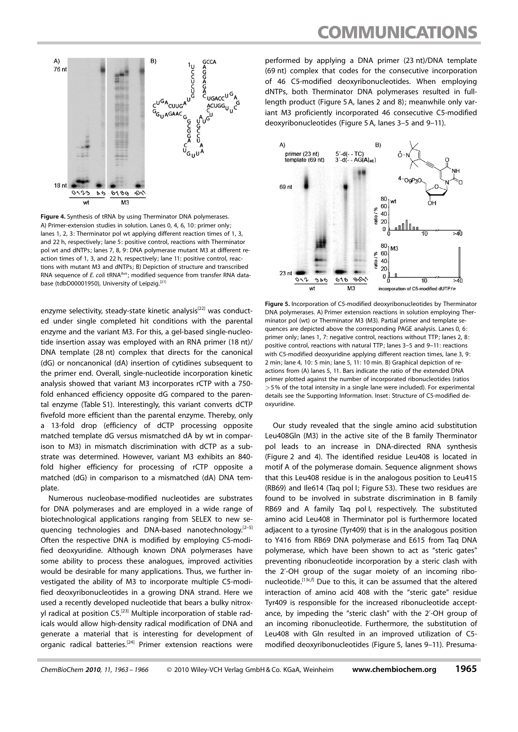**Figure 4.** Synthesis of tRNA by using Therminator DNA polymerases. A) Primer-extension studies in solution. Lanes 0, 4, 6, 10: primer only; lanes 1, 2, 3: Therminator pol wt applying different reaction times of 1, 3, and 22 h, respectively; lane 5: positive control, reactions with Therminator pol wt and dNTPs; lanes 7, 8, 9: DNA polymerase mutant M3 at different reaction times of 1, 3, and 22 h, respectively; lane 11: positive control, reactions with mutant M3 and dNTPs; B) Depiction of structure and transcribed RNA sequence of *E. coli* tRNA[Asn]; modified sequence from transfer RNA database (tdbD00001950), University of Leipzig.[21]

enzyme selectivity, steady-state kinetic analysis[22] was conducted under single completed hit conditions with the parental enzyme and the variant M3. For this, a gel-based single-nucleotide insertion assay was employed with an RNA primer (18 nt)/DNA template (28 nt) complex that directs for the canonical (dG) or noncanonical (dA) insertion of cytidines subsequent to the primer end. Overall, single-nucleotide incorporation kinetic analysis showed that variant M3 incorporates rCTP with a 750-fold enhanced efficiency opposite dG compared to the parental enzyme (Table S1). Interestingly, this variant converts dCTP fivefold more efficient than the parental enzyme. Thereby, only a 13-fold drop (efficiency of dCTP processing opposite matched template dG versus mismatched dA by wt in comparison to M3) in mismatch discrimination with dCTP as a substrate was determined. However, variant M3 exhibits an 840-fold higher efficiency for processing of rCTP opposite a matched (dG) in comparison to a mismatched (dA) DNA template.

Numerous nucleobase-modified nucleotides are substrates for DNA polymerases and are employed in a wide range of biotechnological applications ranging from SELEX to new sequencing technologies and DNA-based nanotechnology.[2–5] Often the respective DNA is modified by employing C5-modified deoxyuridine. Although known DNA polymerases have some ability to process these analogues, improved activities would be desirable for many applications. Thus, we further investigated the ability of M3 to incorporate multiple C5-modified deoxyribonucleotides in a growing DNA strand. Here we used a recently developed nucleotide that bears a bulky nitroxyl radical at position C5.[23] Multiple incorporation of stable radicals would allow high-density radical modification of DNA and generate a material that is interesting for development of organic radical batteries.[24] Primer extension reactions were performed by applying a DNA primer (23 nt)/DNA template (69 nt) complex that codes for the consecutive incorporation of 46 C5-modified deoxyribonucleotides. When employing dNTPs, both Therminator DNA polymerases resulted in full-length product (Figure 5 A, lanes 2 and 8); meanwhile only variant M3 proficiently incorporated 46 consecutive C5-modified deoxyribonucleotides (Figure 5 A, lanes 3–5 and 9–11).

**Figure 5.** Incorporation of C5-modified deoxyribonucleotides by Therminator DNA polymerases. A) Primer extension reactions in solution employing Therminator pol (wt) or Therminator M3 (M3). Partial primer and template sequences are depicted above the corresponding PAGE analysis. Lanes 0, 6: primer only; lanes 1, 7: negative control, reactions without TTP; lanes 2, 8: positive control, reactions with natural TTP; lanes 3–5 and 9–11: reactions with C5-modified deoxyuridine applying different reaction times, lane 3, 9: 2 min; lane 4, 10: 5 min; lane 5, 11: 10 min. B) Graphical depiction of reactions from (A) lanes 5, 11. Bars indicate the ratio of the extended DNA primer plotted against the number of incorporated ribonucleotides (ratios >5% of the total intensity in a single lane were included). For experimental details see the Supporting Information. Inset: Structure of C5-modified deoxyuridine.

Our study revealed that the single amino acid substitution Leu408Gln (M3) in the active site of the B family Therminator pol leads to an increase in DNA-directed RNA synthesis (Figure 2 and 4). The identified residue Leu408 is located in motif A of the polymerase domain. Sequence alignment shows that this Leu408 residue is in the analogous position to Leu415 (RB69) and Ile614 (Taq pol I; Figure S3). These two residues are found to be involved in substrate discrimination in B family RB69 and A family Taq pol I, respectively. The substituted amino acid Leu408 in Therminator pol is furthermore located adjacent to a tyrosine (Tyr409) that is in the analogous position to Y416 from RB69 DNA polymerase and E615 from Taq DNA polymerase, which have been shown to act as "steric gates" preventing ribonucleotide incorporation by a steric clash with the 2′-OH group of the sugar moiety of an incoming ribonucleotide.[13c,f] Due to this, it can be assumed that the altered interaction of amino acid 408 with the "steric gate" residue Tyr409 is responsible for the increased ribonucleotide acceptance, by impeding the "steric clash" with the 2′-OH group of an incoming ribonucleotide. Furthermore, the substitution of Leu408 with Gln resulted in an improved utilization of C5-modified deoxyribonucleotides (Figure 5, lanes 9–11). Presuma-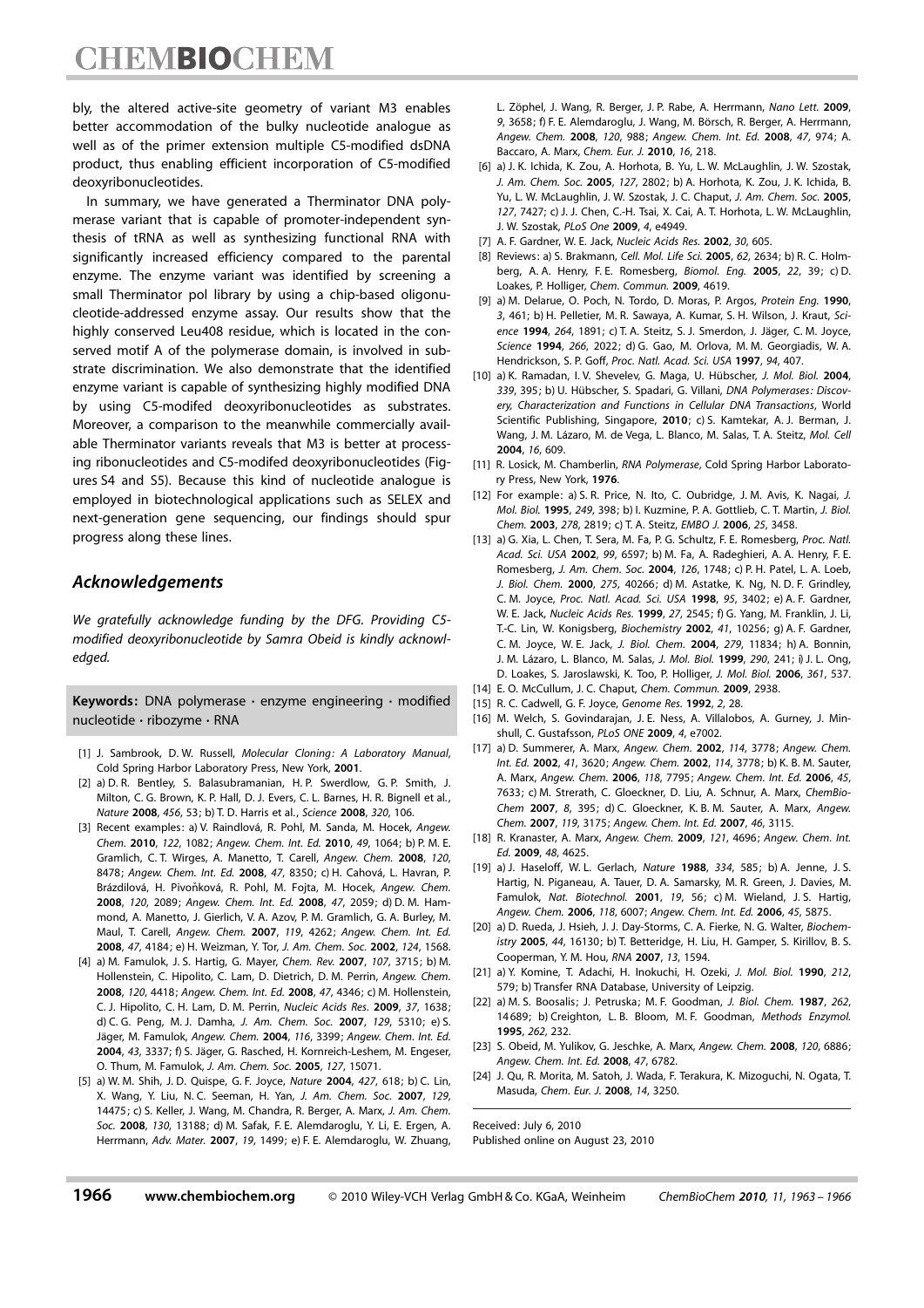bly, the altered active-site geometry of variant M3 enables better accommodation of the bulky nucleotide analogue as well as of the primer extension multiple C5-modified dsDNA product, thus enabling efficient incorporation of C5-modified deoxyribonucleotides.

In summary, we have generated a Therminator DNA polymerase variant that is capable of promoter-independent synthesis of tRNA as well as synthesizing functional RNA with significantly increased efficiency compared to the parental enzyme. The enzyme variant was identified by screening a small Therminator pol library by using a chip-based oligonucleotide-addressed enzyme assay. Our results show that the highly conserved Leu408 residue, which is located in the conserved motif A of the polymerase domain, is involved in substrate discrimination. We also demonstrate that the identified enzyme variant is capable of synthesizing highly modified DNA by using C5-modifed deoxyribonucleotides as substrates. Moreover, a comparison to the meanwhile commercially available Therminator variants reveals that M3 is better at processing ribonucleotides and C5-modifed deoxyribonucleotides (Figures S4 and S5). Because this kind of nucleotide analogue is employed in biotechnological applications such as SELEX and next-generation gene sequencing, our findings should spur progress along these lines.

## Acknowledgements

*We gratefully acknowledge funding by the DFG. Providing C5-modified deoxyribonucleotide by Samra Obeid is kindly acknowledged.*

**Keywords:** DNA polymerase · enzyme engineering · modified nucleotide · ribozyme · RNA

[1] J. Sambrook, D. W. Russell, *Molecular Cloning: A Laboratory Manual*, Cold Spring Harbor Laboratory Press, New York, **2001**.

[2] a) D. R. Bentley, S. Balasubramanian, H. P. Swerdlow, G. P. Smith, J. Milton, C. G. Brown, K. P. Hall, D. J. Evers, C. L. Barnes, H. R. Bignell et al., *Nature* **2008**, *456*, 53; b) T. D. Harris et al., *Science* **2008**, *320*, 106.

[3] Recent examples: a) V. Raindlová, R. Pohl, M. Sanda, M. Hocek, *Angew. Chem.* **2010**, *122*, 1082; *Angew. Chem. Int. Ed.* **2010**, *49*, 1064; b) P. M. E. Gramlich, C. T. Wirges, A. Manetto, T. Carell, *Angew. Chem.* **2008**, *120*, 8478; *Angew. Chem. Int. Ed.* **2008**, *47*, 8350; c) H. Cahová, L. Havran, P. Brázdilová, H. Pivoňková, R. Pohl, M. Fojta, M. Hocek, *Angew. Chem.* **2008**, *120*, 2089; *Angew. Chem. Int. Ed.* **2008**, *47*, 2059; d) D. M. Hammond, A. Manetto, J. Gierlich, V. A. Azov, P. M. Gramlich, G. A. Burley, M. Maul, T. Carell, *Angew. Chem.* **2007**, *119*, 4262; *Angew. Chem. Int. Ed.* **2008**, *47*, 4184; e) H. Weizman, Y. Tor, *J. Am. Chem. Soc.* **2002**, *124*, 1568.

[4] a) M. Famulok, J. S. Hartig, G. Mayer, *Chem. Rev.* **2007**, *107*, 3715; b) M. Hollenstein, C. Hipolito, C. Lam, D. Dietrich, D. M. Perrin, *Angew. Chem.* **2008**, *120*, 4418; *Angew. Chem. Int. Ed.* **2008**, *47*, 4346; c) M. Hollenstein, C. J. Hipolito, C. H. Lam, D. M. Perrin, *Nucleic Acids Res.* **2009**, *37*, 1638; d) C. G. Peng, M. J. Damha, *J. Am. Chem. Soc.* **2007**, *129*, 5310; e) S. Jäger, M. Famulok, *Angew. Chem.* **2004**, *116*, 3399; *Angew. Chem. Int. Ed.* **2004**, *43*, 3337; f) S. Jäger, G. Rasched, H. Kornreich-Leshem, M. Engeser, O. Thum, M. Famulok, *J. Am. Chem. Soc.* **2005**, *127*, 15071.

[5] a) W. M. Shih, J. D. Quispe, G. F. Joyce, *Nature* **2004**, *427*, 618; b) C. Lin, X. Wang, Y. Liu, N. C. Seeman, H. Yan, *J. Am. Chem. Soc.* **2007**, *129*, 14475; c) S. Keller, J. Wang, M. Chandra, R. Berger, A. Marx, *J. Am. Chem. Soc.* **2008**, *130*, 13188; d) M. Safak, F. E. Alemdaroglu, Y. Li, E. Ergen, A. Herrmann, *Adv. Mater.* **2007**, *19*, 1499; e) F. E. Alemdaroglu, W. Zhuang, L. Zöphel, J. Wang, R. Berger, J. P. Rabe, A. Herrmann, *Nano Lett.* **2009**, *9*, 3658; f) F. E. Alemdaroglu, J. Wang, M. Börsch, R. Berger, A. Herrmann, *Angew. Chem.* **2008**, *120*, 988; *Angew. Chem. Int. Ed.* **2008**, *47*, 974; A. Baccaro, A. Marx, *Chem. Eur. J.* **2010**, *16*, 218.

[6] a) J. K. Ichida, K. Zou, A. Horhota, B. Yu, L. W. McLaughlin, J. W. Szostak, *J. Am. Chem. Soc.* **2005**, *127*, 2802; b) A. Horhota, K. Zou, J. K. Ichida, B. Yu, L. W. McLaughlin, J. W. Szostak, J. C. Chaput, *J. Am. Chem. Soc.* **2005**, *127*, 7427; c) J. J. Chen, C.-H. Tsai, X. Cai, A. T. Horhota, L. W. McLaughlin, J. W. Szostak, *PLoS One* **2009**, *4*, e4949.

[7] A. F. Gardner, W. E. Jack, *Nucleic Acids Res.* **2002**, *30*, 605.

[8] Reviews: a) S. Brakmann, *Cell. Mol. Life Sci.* **2005**, *62*, 2634; b) R. C. Holmberg, A. A. Henry, F. E. Romesberg, *Biomol. Eng.* **2005**, *22*, 39; c) D. Loakes, P. Holliger, *Chem. Commun.* **2009**, 4619.

[9] a) M. Delarue, O. Poch, N. Tordo, D. Moras, P. Argos, *Protein Eng.* **1990**, *3*, 461; b) H. Pelletier, M. R. Sawaya, A. Kumar, S. H. Wilson, J. Kraut, *Science* **1994**, *264*, 1891; c) T. A. Steitz, S. J. Smerdon, J. Jäger, C. M. Joyce, *Science* **1994**, *266*, 2022; d) G. Gao, M. Orlova, M. M. Georgiadis, W. A. Hendrickson, S. P. Goff, *Proc. Natl. Acad. Sci. USA* **1997**, *94*, 407.

[10] a) K. Ramadan, I. V. Shevelev, G. Maga, U. Hübscher, *J. Mol. Biol.* **2004**, *339*, 395; b) U. Hübscher, S. Spadari, G. Villani, *DNA Polymerases: Discovery, Characterization and Functions in Cellular DNA Transactions*, World Scientific Publishing, Singapore, **2010**; c) S. Kamtekar, A. J. Berman, J. Wang, J. M. Lázaro, M. de Vega, L. Blanco, M. Salas, T. A. Steitz, *Mol. Cell* **2004**, *16*, 609.

[11] R. Losick, M. Chamberlin, *RNA Polymerase*, Cold Spring Harbor Laboratory Press, New York, **1976**.

[12] For example: a) S. R. Price, N. Ito, C. Oubridge, J. M. Avis, K. Nagai, *J. Mol. Biol.* **1995**, *249*, 398; b) I. Kuzmine, P. A. Gottlieb, C. T. Martin, *J. Biol. Chem.* **2003**, *278*, 2819; c) T. A. Steitz, *EMBO J.* **2006**, *25*, 3458.

[13] a) G. Xia, L. Chen, T. Sera, M. Fa, P. G. Schultz, F. E. Romesberg, *Proc. Natl. Acad. Sci. USA* **2002**, *99*, 6597; b) M. Fa, A. Radeghieri, A. A. Henry, F. E. Romesberg, *J. Am. Chem. Soc.* **2004**, *126*, 1748; c) P. H. Patel, L. A. Loeb, *J. Biol. Chem.* **2000**, *275*, 40266; d) M. Astatke, K. Ng, N. D. F. Grindley, C. M. Joyce, *Proc. Natl. Acad. Sci. USA* **1998**, *95*, 3402; e) A. F. Gardner, W. E. Jack, *Nucleic Acids Res.* **1999**, *27*, 2545; f) G. Yang, M. Franklin, J. Li, T.-C. Lin, W. Konigsberg, *Biochemistry* **2002**, *41*, 10256; g) A. F. Gardner, C. M. Joyce, W. E. Jack, *J. Biol. Chem.* **2004**, *279*, 11834; h) A. Bonnin, J. M. Lázaro, L. Blanco, M. Salas, *J. Mol. Biol.* **1999**, *290*, 241; i) J. L. Ong, D. Loakes, S. Jaroslawski, K. Too, P. Holliger, *J. Mol. Biol.* **2006**, *361*, 537.

[14] E. O. McCullum, J. C. Chaput, *Chem. Commun.* **2009**, 2938.

[15] R. C. Cadwell, G. F. Joyce, *Genome Res.* **1992**, *2*, 28.

[16] M. Welch, S. Govindarajan, J. E. Ness, A. Villalobos, A. Gurney, J. Minshull, C. Gustafsson, *PLoS ONE* **2009**, *4*, e7002.

[17] a) D. Summerer, A. Marx, *Angew. Chem.* **2002**, *114*, 3778; *Angew. Chem. Int. Ed.* **2002**, *41*, 3620; *Angew. Chem.* **2002**, *114*, 3778; b) K. B. M. Sauter, A. Marx, *Angew. Chem.* **2006**, *118*, 7795; *Angew. Chem. Int. Ed.* **2006**, *45*, 7633; c) M. Strerath, C. Gloeckner, D. Liu, A. Schnur, A. Marx, *ChemBioChem* **2007**, *8*, 395; d) C. Gloeckner, K. B. M. Sauter, A. Marx, *Angew. Chem.* **2007**, *119*, 3175; *Angew. Chem. Int. Ed.* **2007**, *46*, 3115.

[18] R. Kranaster, A. Marx, *Angew. Chem.* **2009**, *121*, 4696; *Angew. Chem. Int. Ed.* **2009**, *48*, 4625.

[19] a) J. Haseloff, W. L. Gerlach, *Nature* **1988**, *334*, 585; b) A. Jenne, J. S. Hartig, N. Piganeau, A. Tauer, D. A. Samarsky, M. R. Green, J. Davies, M. Famulok, *Nat. Biotechnol.* **2001**, *19*, 56; c) M. Wieland, J. S. Hartig, *Angew. Chem.* **2006**, *118*, 6007; *Angew. Chem. Int. Ed.* **2006**, *45*, 5875.

[20] a) D. Rueda, J. Hsieh, J. J. Day-Storms, C. A. Fierke, N. G. Walter, *Biochemistry* **2005**, *44*, 16130; b) T. Betteridge, H. Liu, H. Gamper, S. Kirillov, B. S. Cooperman, Y. M. Hou, *RNA* **2007**, *13*, 1594.

[21] a) Y. Komine, T. Adachi, H. Inokuchi, H. Ozeki, *J. Mol. Biol.* **1990**, *212*, 579; b) Transfer RNA Database, University of Leipzig.

[22] a) M. S. Boosalis; J. Petruska; M. F. Goodman, *J. Biol. Chem.* **1987**, *262*, 14689; b) Creighton, L. B. Bloom, M. F. Goodman, *Methods Enzymol.* **1995**, *262*, 232.

[23] S. Obeid, M. Yulikov, G. Jeschke, A. Marx, *Angew. Chem.* **2008**, *120*, 6886; *Angew. Chem. Int. Ed.* **2008**, *47*, 6782.

[24] J. Qu, R. Morita, M. Satoh, J. Wada, F. Terakura, K. Mizoguchi, N. Ogata, T. Masuda, *Chem. Eur. J.* **2008**, *14*, 3250.

Received: July 6, 2010
Published online on August 23, 2010